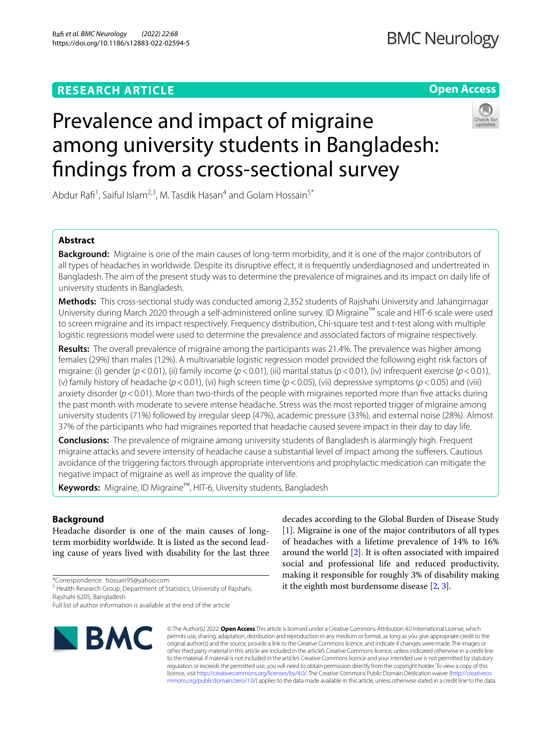RESEARCH ARTICLE

Open Access

# Prevalence and impact of migraine among university students in Bangladesh: findings from a cross-sectional survey

Abdur Rafi[1], Saiful Islam[2,3], M. Tasdik Hasan[4] and Golam Hossain[5*]

## Abstract

**Background:** Migraine is one of the main causes of long-term morbidity, and it is one of the major contributors of all types of headaches in worldwide. Despite its disruptive effect, it is frequently underdiagnosed and undertreated in Bangladesh. The aim of the present study was to determine the prevalence of migraines and its impact on daily life of university students in Bangladesh.

**Methods:** This cross-sectional study was conducted among 2,352 students of Rajshahi University and Jahangirnagar University during March 2020 through a self-administered online survey. ID Migraine™ scale and HIT-6 scale were used to screen migraine and its impact respectively. Frequency distribution, Chi-square test and t-test along with multiple logistic regressions model were used to determine the prevalence and associated factors of migraine respectively.

**Results:** The overall prevalence of migraine among the participants was 21.4%. The prevalence was higher among females (29%) than males (12%). A multivariable logistic regression model provided the following eight risk factors of migraine: (i) gender ($p<0.01$), (ii) family income ($p<0.01$), (iii) marital status ($p<0.01$), (iv) infrequent exercise ($p<0.01$), (v) family history of headache ($p<0.01$), (vi) high screen time ($p<0.05$), (vii) depressive symptoms ($p<0.05$) and (viii) anxiety disorder ($p<0.01$). More than two-thirds of the people with migraines reported more than five attacks during the past month with moderate to severe intense headache. Stress was the most reported trigger of migraine among university students (71%) followed by irregular sleep (47%), academic pressure (33%), and external noise (28%). Almost 37% of the participants who had migraines reported that headache caused severe impact in their day to day life.

**Conclusions:** The prevalence of migraine among university students of Bangladesh is alarmingly high. Frequent migraine attacks and severe intensity of headache cause a substantial level of impact among the sufferers. Cautious avoidance of the triggering factors through appropriate interventions and prophylactic medication can mitigate the negative impact of migraine as well as improve the quality of life.

**Keywords:** Migraine, ID Migraine™, HIT-6, Uiversity students, Bangladesh

## Background

Headache disorder is one of the main causes of long-term morbidity worldwide. It is listed as the second leading cause of years lived with disability for the last three decades according to the Global Burden of Disease Study [1]. Migraine is one of the major contributors of all types of headaches with a lifetime prevalence of 14% to 16% around the world [2]. It is often associated with impaired social and professional life and reduced productivity, making it responsible for roughly 3% of disability making it the eighth most burdensome disease [2, 3].

*Correspondence: hossain95@yahoo.com

[5] Health Research Group, Department of Statistics, University of Rajshahi, Rajshahi 6205, Bangladesh

Full list of author information is available at the end of the article

© The Author(s) 2022. **Open Access** This article is licensed under a Creative Commons Attribution 4.0 International License, which permits use, sharing, adaptation, distribution and reproduction in any medium or format, as long as you give appropriate credit to the original author(s) and the source, provide a link to the Creative Commons licence, and indicate if changes were made. The images or other third party material in this article are included in the article's Creative Commons licence, unless indicated otherwise in a credit line to the material. If material is not included in the article's Creative Commons licence and your intended use is not permitted by statutory regulation or exceeds the permitted use, you will need to obtain permission directly from the copyright holder. To view a copy of this licence, visit http://creativecommons.org/licenses/by/4.0/. The Creative Commons Public Domain Dedication waiver (http://creativecommons.org/publicdomain/zero/1.0/) applies to the data made available in this article, unless otherwise stated in a credit line to the data.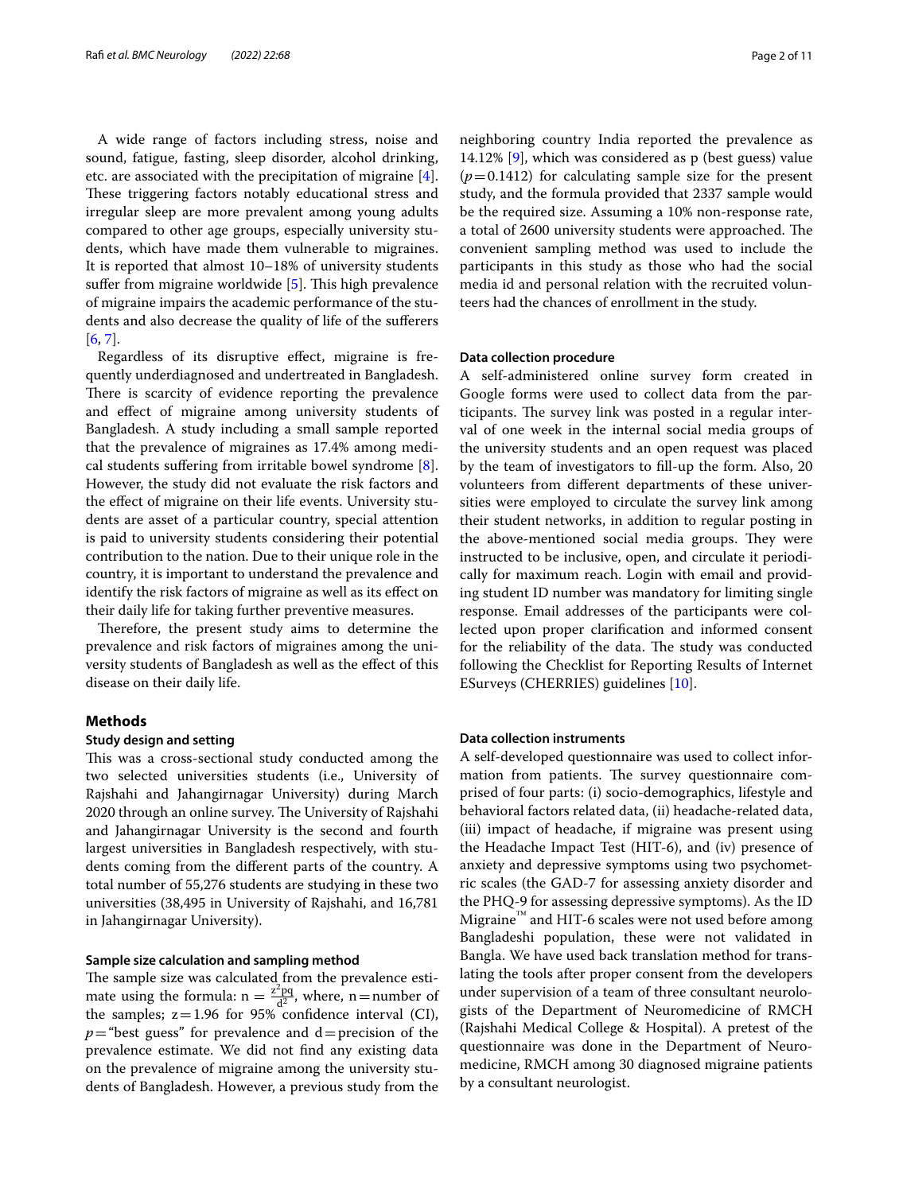A wide range of factors including stress, noise and sound, fatigue, fasting, sleep disorder, alcohol drinking, etc. are associated with the precipitation of migraine [4]. These triggering factors notably educational stress and irregular sleep are more prevalent among young adults compared to other age groups, especially university students, which have made them vulnerable to migraines. It is reported that almost 10–18% of university students suffer from migraine worldwide [5]. This high prevalence of migraine impairs the academic performance of the students and also decrease the quality of life of the sufferers [6, 7].

Regardless of its disruptive effect, migraine is frequently underdiagnosed and undertreated in Bangladesh. There is scarcity of evidence reporting the prevalence and effect of migraine among university students of Bangladesh. A study including a small sample reported that the prevalence of migraines as 17.4% among medical students suffering from irritable bowel syndrome [8]. However, the study did not evaluate the risk factors and the effect of migraine on their life events. University students are asset of a particular country, special attention is paid to university students considering their potential contribution to the nation. Due to their unique role in the country, it is important to understand the prevalence and identify the risk factors of migraine as well as its effect on their daily life for taking further preventive measures.

Therefore, the present study aims to determine the prevalence and risk factors of migraines among the university students of Bangladesh as well as the effect of this disease on their daily life.

## Methods

### Study design and setting

This was a cross-sectional study conducted among the two selected universities students (i.e., University of Rajshahi and Jahangirnagar University) during March 2020 through an online survey. The University of Rajshahi and Jahangirnagar University is the second and fourth largest universities in Bangladesh respectively, with students coming from the different parts of the country. A total number of 55,276 students are studying in these two universities (38,495 in University of Rajshahi, and 16,781 in Jahangirnagar University).

### Sample size calculation and sampling method

The sample size was calculated from the prevalence estimate using the formula: $n = \frac{z^2pq}{d^2}$, where, n = number of the samples; z = 1.96 for 95% confidence interval (CI), $p$ = "best guess" for prevalence and d = precision of the prevalence estimate. We did not find any existing data on the prevalence of migraine among the university students of Bangladesh. However, a previous study from the neighboring country India reported the prevalence as 14.12% [9], which was considered as p (best guess) value ($p = 0.1412$) for calculating sample size for the present study, and the formula provided that 2337 sample would be the required size. Assuming a 10% non-response rate, a total of 2600 university students were approached. The convenient sampling method was used to include the participants in this study as those who had the social media id and personal relation with the recruited volunteers had the chances of enrollment in the study.

### Data collection procedure

A self-administered online survey form created in Google forms were used to collect data from the participants. The survey link was posted in a regular interval of one week in the internal social media groups of the university students and an open request was placed by the team of investigators to fill-up the form. Also, 20 volunteers from different departments of these universities were employed to circulate the survey link among their student networks, in addition to regular posting in the above-mentioned social media groups. They were instructed to be inclusive, open, and circulate it periodically for maximum reach. Login with email and providing student ID number was mandatory for limiting single response. Email addresses of the participants were collected upon proper clarification and informed consent for the reliability of the data. The study was conducted following the Checklist for Reporting Results of Internet ESurveys (CHERRIES) guidelines [10].

### Data collection instruments

A self-developed questionnaire was used to collect information from patients. The survey questionnaire comprised of four parts: (i) socio-demographics, lifestyle and behavioral factors related data, (ii) headache-related data, (iii) impact of headache, if migraine was present using the Headache Impact Test (HIT-6), and (iv) presence of anxiety and depressive symptoms using two psychometric scales (the GAD-7 for assessing anxiety disorder and the PHQ-9 for assessing depressive symptoms). As the ID Migraine™ and HIT-6 scales were not used before among Bangladeshi population, these were not validated in Bangla. We have used back translation method for translating the tools after proper consent from the developers under supervision of a team of three consultant neurologists of the Department of Neuromedicine of RMCH (Rajshahi Medical College & Hospital). A pretest of the questionnaire was done in the Department of Neuromedicine, RMCH among 30 diagnosed migraine patients by a consultant neurologist.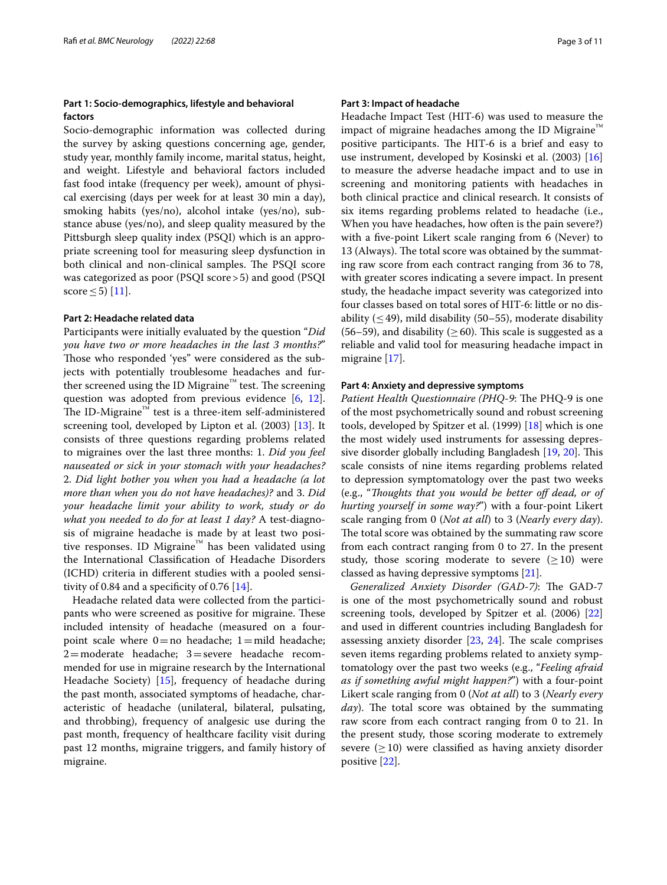### Part 1: Socio-demographics, lifestyle and behavioral factors

Socio-demographic information was collected during the survey by asking questions concerning age, gender, study year, monthly family income, marital status, height, and weight. Lifestyle and behavioral factors included fast food intake (frequency per week), amount of physical exercising (days per week for at least 30 min a day), smoking habits (yes/no), alcohol intake (yes/no), substance abuse (yes/no), and sleep quality measured by the Pittsburgh sleep quality index (PSQI) which is an appropriate screening tool for measuring sleep dysfunction in both clinical and non-clinical samples. The PSQI score was categorized as poor (PSQI score > 5) and good (PSQI score ≤ 5) [11].

### Part 2: Headache related data

Participants were initially evaluated by the question "*Did you have two or more headaches in the last 3 months?*" Those who responded 'yes' were considered as the subjects with potentially troublesome headaches and further screened using the ID Migraine™ test. The screening question was adopted from previous evidence [6, 12]. The ID-Migraine™ test is a three-item self-administered screening tool, developed by Lipton et al. (2003) [13]. It consists of three questions regarding problems related to migraines over the last three months: 1. *Did you feel nauseated or sick in your stomach with your headaches?* 2. *Did light bother you when you had a headache (a lot more than when you do not have headaches)?* and 3. *Did your headache limit your ability to work, study or do what you needed to do for at least 1 day?* A test-diagnosis of migraine headache is made by at least two positive responses. ID Migraine™ has been validated using the International Classification of Headache Disorders (ICHD) criteria in different studies with a pooled sensitivity of 0.84 and a specificity of 0.76 [14].

Headache related data were collected from the participants who were screened as positive for migraine. These included intensity of headache (measured on a four-point scale where 0 = no headache; 1 = mild headache; 2 = moderate headache; 3 = severe headache recommended for use in migraine research by the International Headache Society) [15], frequency of headache during the past month, associated symptoms of headache, characteristic of headache (unilateral, bilateral, pulsating, and throbbing), frequency of analgesic use during the past month, frequency of healthcare facility visit during past 12 months, migraine triggers, and family history of migraine.

### Part 3: Impact of headache

Headache Impact Test (HIT-6) was used to measure the impact of migraine headaches among the ID Migraine™ positive participants. The HIT-6 is a brief and easy to use instrument, developed by Kosinski et al. (2003) [16] to measure the adverse headache impact and to use in screening and monitoring patients with headaches in both clinical practice and clinical research. It consists of six items regarding problems related to headache (i.e., When you have headaches, how often is the pain severe?) with a five-point Likert scale ranging from 6 (Never) to 13 (Always). The total score was obtained by the summating raw score from each contract ranging from 36 to 78, with greater scores indicating a severe impact. In present study, the headache impact severity was categorized into four classes based on total sores of HIT-6: little or no disability (≤ 49), mild disability (50–55), moderate disability (56–59), and disability (≥ 60). This scale is suggested as a reliable and valid tool for measuring headache impact in migraine [17].

### Part 4: Anxiety and depressive symptoms

*Patient Health Questionnaire (PHQ-9*: The PHQ-9 is one of the most psychometrically sound and robust screening tools, developed by Spitzer et al. (1999) [18] which is one the most widely used instruments for assessing depressive disorder globally including Bangladesh [19, 20]. This scale consists of nine items regarding problems related to depression symptomatology over the past two weeks (e.g., "*Thoughts that you would be better off dead, or of hurting yourself in some way?*") with a four-point Likert scale ranging from 0 (*Not at all*) to 3 (*Nearly every day*). The total score was obtained by the summating raw score from each contract ranging from 0 to 27. In the present study, those scoring moderate to severe (≥ 10) were classed as having depressive symptoms [21].

*Generalized Anxiety Disorder (GAD-7)*: The GAD-7 is one of the most psychometrically sound and robust screening tools, developed by Spitzer et al. (2006) [22] and used in different countries including Bangladesh for assessing anxiety disorder [23, 24]. The scale comprises seven items regarding problems related to anxiety symptomatology over the past two weeks (e.g., "*Feeling afraid as if something awful might happen?*") with a four-point Likert scale ranging from 0 (*Not at all*) to 3 (*Nearly every day*). The total score was obtained by the summating raw score from each contract ranging from 0 to 21. In the present study, those scoring moderate to extremely severe (≥ 10) were classified as having anxiety disorder positive [22].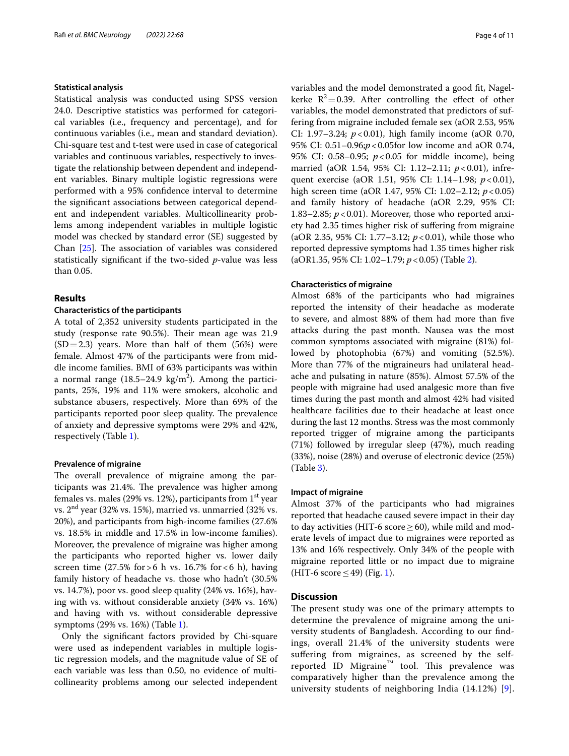### Statistical analysis

Statistical analysis was conducted using SPSS version 24.0. Descriptive statistics was performed for categorical variables (i.e., frequency and percentage), and for continuous variables (i.e., mean and standard deviation). Chi-square test and t-test were used in case of categorical variables and continuous variables, respectively to investigate the relationship between dependent and independent variables. Binary multiple logistic regressions were performed with a 95% confidence interval to determine the significant associations between categorical dependent and independent variables. Multicollinearity problems among independent variables in multiple logistic model was checked by standard error (SE) suggested by Chan [25]. The association of variables was considered statistically significant if the two-sided *p*-value was less than 0.05.

## Results

### Characteristics of the participants

A total of 2,352 university students participated in the study (response rate 90.5%). Their mean age was 21.9 (SD = 2.3) years. More than half of them (56%) were female. Almost 47% of the participants were from middle income families. BMI of 63% participants was within a normal range (18.5–24.9 kg/m$^2$). Among the participants, 25%, 19% and 11% were smokers, alcoholic and substance abusers, respectively. More than 69% of the participants reported poor sleep quality. The prevalence of anxiety and depressive symptoms were 29% and 42%, respectively (Table 1).

#### Prevalence of migraine

The overall prevalence of migraine among the participants was 21.4%. The prevalence was higher among females vs. males (29% vs. 12%), participants from 1$^{st}$ year vs. 2$^{nd}$ year (32% vs. 15%), married vs. unmarried (32% vs. 20%), and participants from high-income families (27.6% vs. 18.5% in middle and 17.5% in low-income families). Moreover, the prevalence of migraine was higher among the participants who reported higher vs. lower daily screen time (27.5% for > 6 h vs. 16.7% for < 6 h), having family history of headache vs. those who hadn't (30.5% vs. 14.7%), poor vs. good sleep quality (24% vs. 16%), having with vs. without considerable anxiety (34% vs. 16%) and having with vs. without considerable depressive symptoms (29% vs. 16%) (Table 1).

Only the significant factors provided by Chi-square were used as independent variables in multiple logistic regression models, and the magnitude value of SE of each variable was less than 0.50, no evidence of multicollinearity problems among our selected independent variables and the model demonstrated a good fit, Nagelkerke $R^2 = 0.39$. After controlling the effect of other variables, the model demonstrated that predictors of suffering from migraine included female sex (aOR 2.53, 95% CI: 1.97–3.24; $p < 0.01$), high family income (aOR 0.70, 95% CI: 0.51–0.96; $p < 0.05$ for low income and aOR 0.74, 95% CI: 0.58–0.95; $p < 0.05$ for middle income), being married (aOR 1.54, 95% CI: 1.12–2.11; $p < 0.01$), infrequent exercise (aOR 1.51, 95% CI: 1.14–1.98; $p < 0.01$), high screen time (aOR 1.47, 95% CI: 1.02–2.12; $p < 0.05$) and family history of headache (aOR 2.29, 95% CI: 1.83–2.85; $p < 0.01$). Moreover, those who reported anxiety had 2.35 times higher risk of suffering from migraine (aOR 2.35, 95% CI: 1.77–3.12; $p < 0.01$), while those who reported depressive symptoms had 1.35 times higher risk (aOR1.35, 95% CI: 1.02–1.79; $p < 0.05$) (Table 2).

#### Characteristics of migraine

Almost 68% of the participants who had migraines reported the intensity of their headache as moderate to severe, and almost 88% of them had more than five attacks during the past month. Nausea was the most common symptoms associated with migraine (81%) followed by photophobia (67%) and vomiting (52.5%). More than 77% of the migraineurs had unilateral headache and pulsating in nature (85%). Almost 57.5% of the people with migraine had used analgesic more than five times during the past month and almost 42% had visited healthcare facilities due to their headache at least once during the last 12 months. Stress was the most commonly reported trigger of migraine among the participants (71%) followed by irregular sleep (47%), much reading (33%), noise (28%) and overuse of electronic device (25%) (Table 3).

#### Impact of migraine

Almost 37% of the participants who had migraines reported that headache caused severe impact in their day to day activities (HIT-6 score ≥ 60), while mild and moderate levels of impact due to migraines were reported as 13% and 16% respectively. Only 34% of the people with migraine reported little or no impact due to migraine (HIT-6 score ≤ 49) (Fig. 1).

## Discussion

The present study was one of the primary attempts to determine the prevalence of migraine among the university students of Bangladesh. According to our findings, overall 21.4% of the university students were suffering from migraines, as screened by the self-reported ID Migraine™ tool. This prevalence was comparatively higher than the prevalence among the university students of neighboring India (14.12%) [9].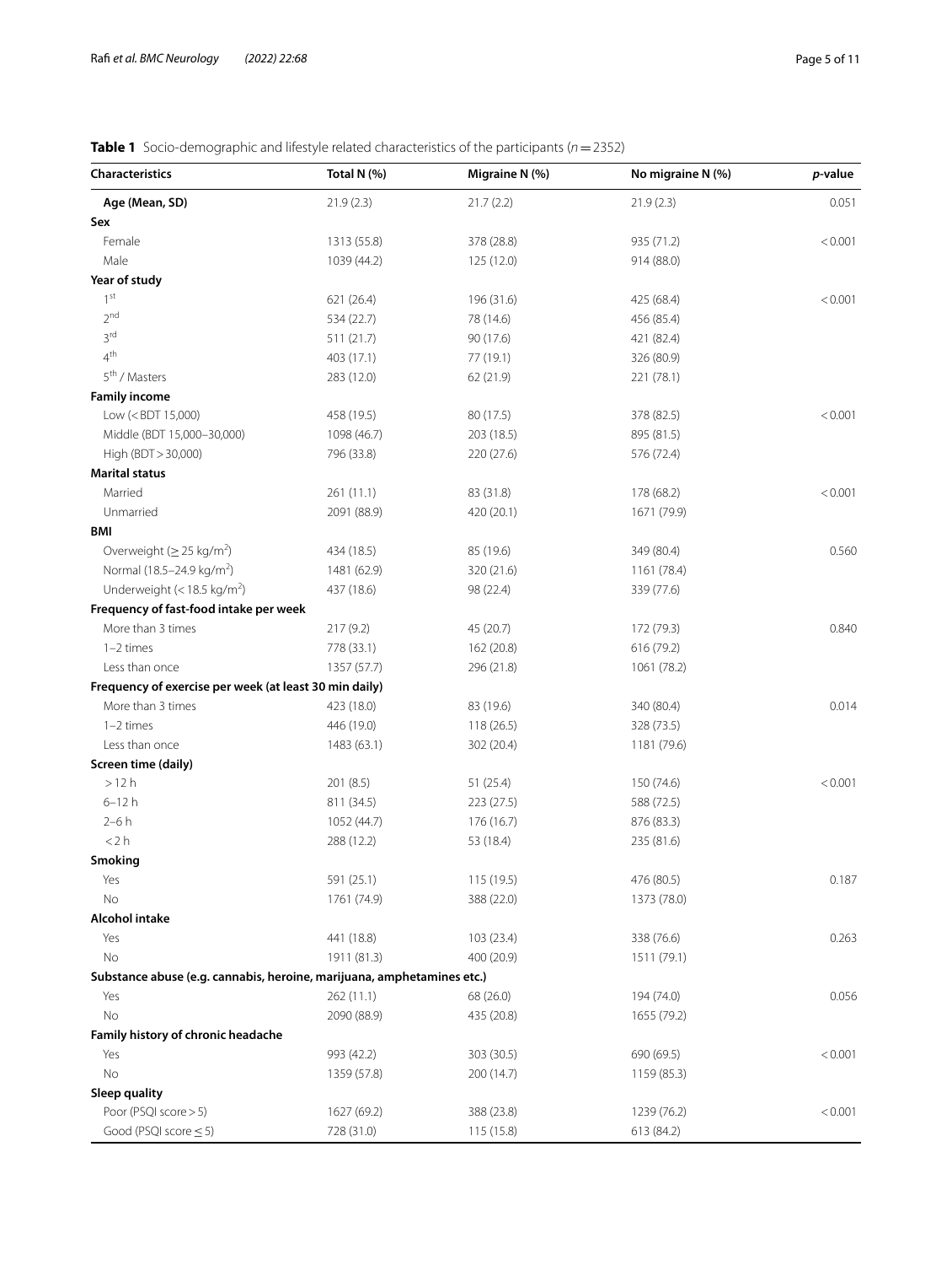**Table 1** Socio-demographic and lifestyle related characteristics of the participants ($n = 2352$)

| Characteristics | Total N (%) | Migraine N (%) | No migraine N (%) | *p*-value |
|---|---|---|---|---|
| **Age (Mean, SD)** | 21.9 (2.3) | 21.7 (2.2) | 21.9 (2.3) | 0.051 |
| **Sex** | | | | |
| Female | 1313 (55.8) | 378 (28.8) | 935 (71.2) | < 0.001 |
| Male | 1039 (44.2) | 125 (12.0) | 914 (88.0) | |
| **Year of study** | | | | |
| 1st | 621 (26.4) | 196 (31.6) | 425 (68.4) | < 0.001 |
| 2nd | 534 (22.7) | 78 (14.6) | 456 (85.4) | |
| 3rd | 511 (21.7) | 90 (17.6) | 421 (82.4) | |
| 4th | 403 (17.1) | 77 (19.1) | 326 (80.9) | |
| 5th / Masters | 283 (12.0) | 62 (21.9) | 221 (78.1) | |
| **Family income** | | | | |
| Low (< BDT 15,000) | 458 (19.5) | 80 (17.5) | 378 (82.5) | < 0.001 |
| Middle (BDT 15,000–30,000) | 1098 (46.7) | 203 (18.5) | 895 (81.5) | |
| High (BDT > 30,000) | 796 (33.8) | 220 (27.6) | 576 (72.4) | |
| **Marital status** | | | | |
| Married | 261 (11.1) | 83 (31.8) | 178 (68.2) | < 0.001 |
| Unmarried | 2091 (88.9) | 420 (20.1) | 1671 (79.9) | |
| **BMI** | | | | |
| Overweight ($\geq 25$ kg/m$^2$) | 434 (18.5) | 85 (19.6) | 349 (80.4) | 0.560 |
| Normal (18.5–24.9 kg/m$^2$) | 1481 (62.9) | 320 (21.6) | 1161 (78.4) | |
| Underweight ($< 18.5$ kg/m$^2$) | 437 (18.6) | 98 (22.4) | 339 (77.6) | |
| **Frequency of fast-food intake per week** | | | | |
| More than 3 times | 217 (9.2) | 45 (20.7) | 172 (79.3) | 0.840 |
| 1–2 times | 778 (33.1) | 162 (20.8) | 616 (79.2) | |
| Less than once | 1357 (57.7) | 296 (21.8) | 1061 (78.2) | |
| **Frequency of exercise per week (at least 30 min daily)** | | | | |
| More than 3 times | 423 (18.0) | 83 (19.6) | 340 (80.4) | 0.014 |
| 1–2 times | 446 (19.0) | 118 (26.5) | 328 (73.5) | |
| Less than once | 1483 (63.1) | 302 (20.4) | 1181 (79.6) | |
| **Screen time (daily)** | | | | |
| > 12 h | 201 (8.5) | 51 (25.4) | 150 (74.6) | < 0.001 |
| 6–12 h | 811 (34.5) | 223 (27.5) | 588 (72.5) | |
| 2–6 h | 1052 (44.7) | 176 (16.7) | 876 (83.3) | |
| < 2 h | 288 (12.2) | 53 (18.4) | 235 (81.6) | |
| **Smoking** | | | | |
| Yes | 591 (25.1) | 115 (19.5) | 476 (80.5) | 0.187 |
| No | 1761 (74.9) | 388 (22.0) | 1373 (78.0) | |
| **Alcohol intake** | | | | |
| Yes | 441 (18.8) | 103 (23.4) | 338 (76.6) | 0.263 |
| No | 1911 (81.3) | 400 (20.9) | 1511 (79.1) | |
| **Substance abuse (e.g. cannabis, heroine, marijuana, amphetamines etc.)** | | | | |
| Yes | 262 (11.1) | 68 (26.0) | 194 (74.0) | 0.056 |
| No | 2090 (88.9) | 435 (20.8) | 1655 (79.2) | |
| **Family history of chronic headache** | | | | |
| Yes | 993 (42.2) | 303 (30.5) | 690 (69.5) | < 0.001 |
| No | 1359 (57.8) | 200 (14.7) | 1159 (85.3) | |
| **Sleep quality** | | | | |
| Poor (PSQI score > 5) | 1627 (69.2) | 388 (23.8) | 1239 (76.2) | < 0.001 |
| Good (PSQI score ≤ 5) | 728 (31.0) | 115 (15.8) | 613 (84.2) | |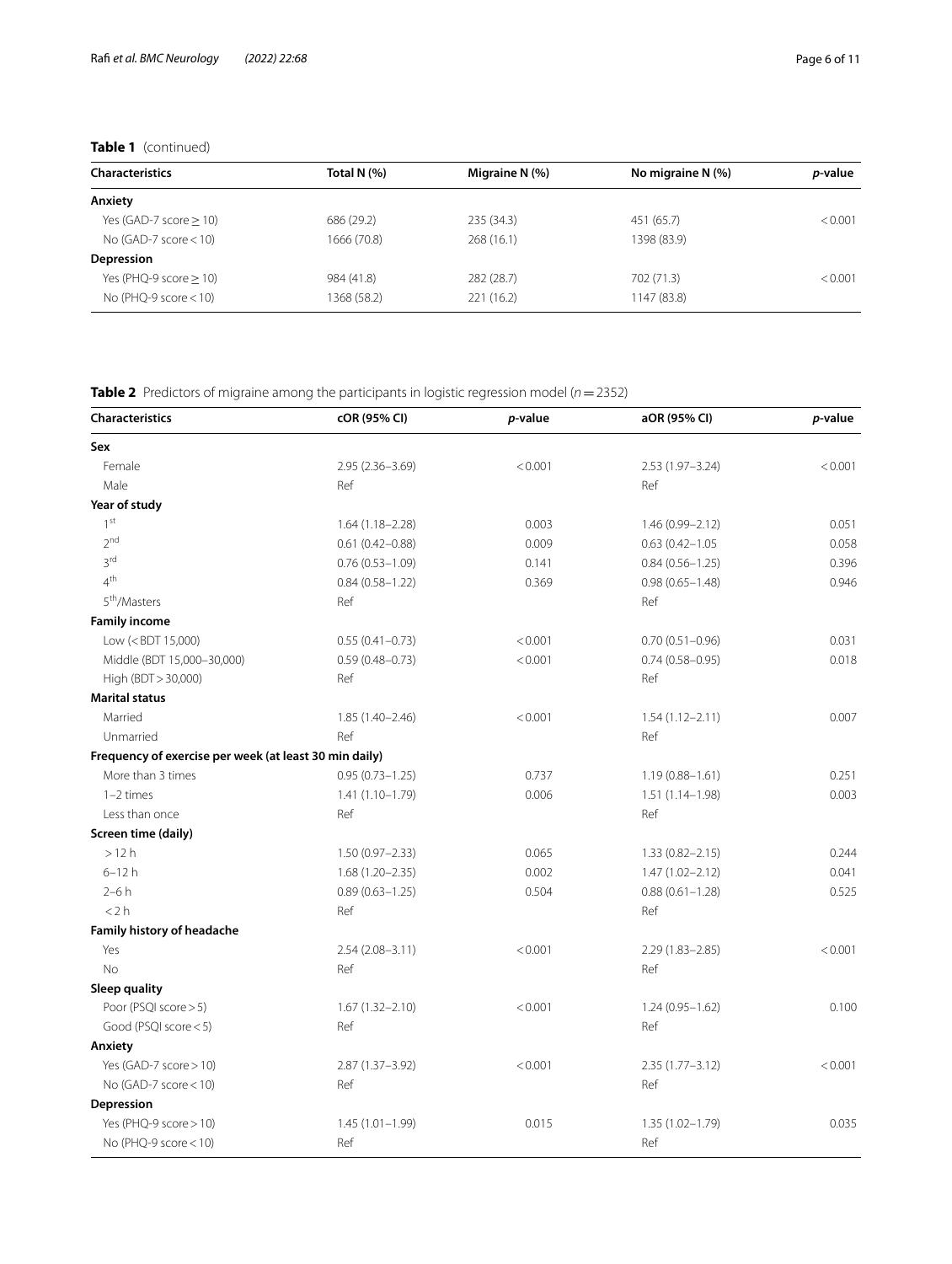**Table 1** (continued)

| Characteristics | Total N (%) | Migraine N (%) | No migraine N (%) | *p*-value |
|---|---|---|---|---|
| **Anxiety** | | | | |
| Yes (GAD-7 score ≥ 10) | 686 (29.2) | 235 (34.3) | 451 (65.7) | < 0.001 |
| No (GAD-7 score < 10) | 1666 (70.8) | 268 (16.1) | 1398 (83.9) | |
| **Depression** | | | | |
| Yes (PHQ-9 score ≥ 10) | 984 (41.8) | 282 (28.7) | 702 (71.3) | < 0.001 |
| No (PHQ-9 score < 10) | 1368 (58.2) | 221 (16.2) | 1147 (83.8) | |

**Table 2** Predictors of migraine among the participants in logistic regression model ($n = 2352$)

| Characteristics | cOR (95% CI) | *p*-value | aOR (95% CI) | *p*-value |
|---|---|---|---|---|
| **Sex** | | | | |
| Female | 2.95 (2.36–3.69) | < 0.001 | 2.53 (1.97–3.24) | < 0.001 |
| Male | Ref | | Ref | |
| **Year of study** | | | | |
| 1st | 1.64 (1.18–2.28) | 0.003 | 1.46 (0.99–2.12) | 0.051 |
| 2nd | 0.61 (0.42–0.88) | 0.009 | 0.63 (0.42–1.05 | 0.058 |
| 3rd | 0.76 (0.53–1.09) | 0.141 | 0.84 (0.56–1.25) | 0.396 |
| 4th | 0.84 (0.58–1.22) | 0.369 | 0.98 (0.65–1.48) | 0.946 |
| 5th/Masters | Ref | | Ref | |
| **Family income** | | | | |
| Low (< BDT 15,000) | 0.55 (0.41–0.73) | < 0.001 | 0.70 (0.51–0.96) | 0.031 |
| Middle (BDT 15,000–30,000) | 0.59 (0.48–0.73) | < 0.001 | 0.74 (0.58–0.95) | 0.018 |
| High (BDT > 30,000) | Ref | | Ref | |
| **Marital status** | | | | |
| Married | 1.85 (1.40–2.46) | < 0.001 | 1.54 (1.12–2.11) | 0.007 |
| Unmarried | Ref | | Ref | |
| **Frequency of exercise per week (at least 30 min daily)** | | | | |
| More than 3 times | 0.95 (0.73–1.25) | 0.737 | 1.19 (0.88–1.61) | 0.251 |
| 1–2 times | 1.41 (1.10–1.79) | 0.006 | 1.51 (1.14–1.98) | 0.003 |
| Less than once | Ref | | Ref | |
| **Screen time (daily)** | | | | |
| > 12 h | 1.50 (0.97–2.33) | 0.065 | 1.33 (0.82–2.15) | 0.244 |
| 6–12 h | 1.68 (1.20–2.35) | 0.002 | 1.47 (1.02–2.12) | 0.041 |
| 2–6 h | 0.89 (0.63–1.25) | 0.504 | 0.88 (0.61–1.28) | 0.525 |
| < 2 h | Ref | | Ref | |
| **Family history of headache** | | | | |
| Yes | 2.54 (2.08–3.11) | < 0.001 | 2.29 (1.83–2.85) | < 0.001 |
| No | Ref | | Ref | |
| **Sleep quality** | | | | |
| Poor (PSQI score > 5) | 1.67 (1.32–2.10) | < 0.001 | 1.24 (0.95–1.62) | 0.100 |
| Good (PSQI score < 5) | Ref | | Ref | |
| **Anxiety** | | | | |
| Yes (GAD-7 score > 10) | 2.87 (1.37–3.92) | < 0.001 | 2.35 (1.77–3.12) | < 0.001 |
| No (GAD-7 score < 10) | Ref | | Ref | |
| **Depression** | | | | |
| Yes (PHQ-9 score > 10) | 1.45 (1.01–1.99) | 0.015 | 1.35 (1.02–1.79) | 0.035 |
| No (PHQ-9 score < 10) | Ref | | Ref | |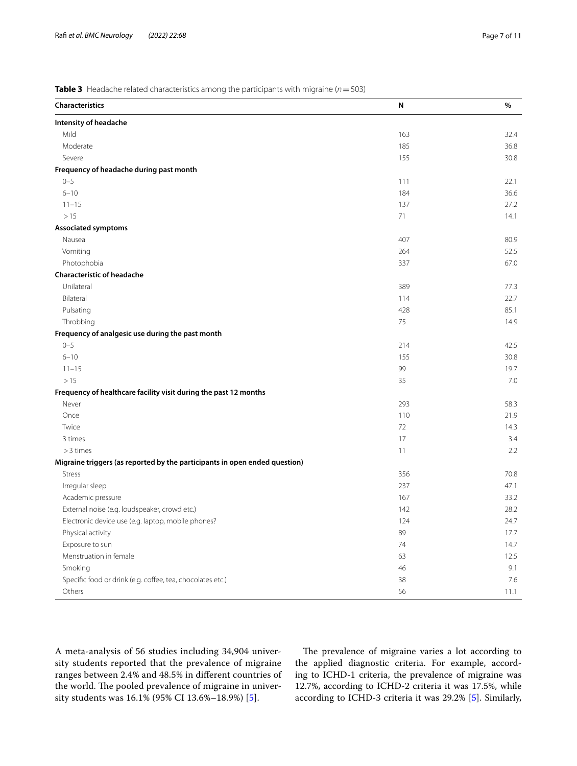**Table 3** Headache related characteristics among the participants with migraine ($n = 503$)

| Characteristics | N | % |
|---|---|---|
| **Intensity of headache** | | |
| Mild | 163 | 32.4 |
| Moderate | 185 | 36.8 |
| Severe | 155 | 30.8 |
| **Frequency of headache during past month** | | |
| 0–5 | 111 | 22.1 |
| 6–10 | 184 | 36.6 |
| 11–15 | 137 | 27.2 |
| > 15 | 71 | 14.1 |
| **Associated symptoms** | | |
| Nausea | 407 | 80.9 |
| Vomiting | 264 | 52.5 |
| Photophobia | 337 | 67.0 |
| **Characteristic of headache** | | |
| Unilateral | 389 | 77.3 |
| Bilateral | 114 | 22.7 |
| Pulsating | 428 | 85.1 |
| Throbbing | 75 | 14.9 |
| **Frequency of analgesic use during the past month** | | |
| 0–5 | 214 | 42.5 |
| 6–10 | 155 | 30.8 |
| 11–15 | 99 | 19.7 |
| > 15 | 35 | 7.0 |
| **Frequency of healthcare facility visit during the past 12 months** | | |
| Never | 293 | 58.3 |
| Once | 110 | 21.9 |
| Twice | 72 | 14.3 |
| 3 times | 17 | 3.4 |
| > 3 times | 11 | 2.2 |
| **Migraine triggers (as reported by the participants in open ended question)** | | |
| Stress | 356 | 70.8 |
| Irregular sleep | 237 | 47.1 |
| Academic pressure | 167 | 33.2 |
| External noise (e.g. loudspeaker, crowd etc.) | 142 | 28.2 |
| Electronic device use (e.g. laptop, mobile phones? | 124 | 24.7 |
| Physical activity | 89 | 17.7 |
| Exposure to sun | 74 | 14.7 |
| Menstruation in female | 63 | 12.5 |
| Smoking | 46 | 9.1 |
| Specific food or drink (e.g. coffee, tea, chocolates etc.) | 38 | 7.6 |
| Others | 56 | 11.1 |

A meta-analysis of 56 studies including 34,904 university students reported that the prevalence of migraine ranges between 2.4% and 48.5% in different countries of the world. The pooled prevalence of migraine in university students was 16.1% (95% CI 13.6%–18.9%) [5].

The prevalence of migraine varies a lot according to the applied diagnostic criteria. For example, according to ICHD-1 criteria, the prevalence of migraine was 12.7%, according to ICHD-2 criteria it was 17.5%, while according to ICHD-3 criteria it was 29.2% [5]. Similarly,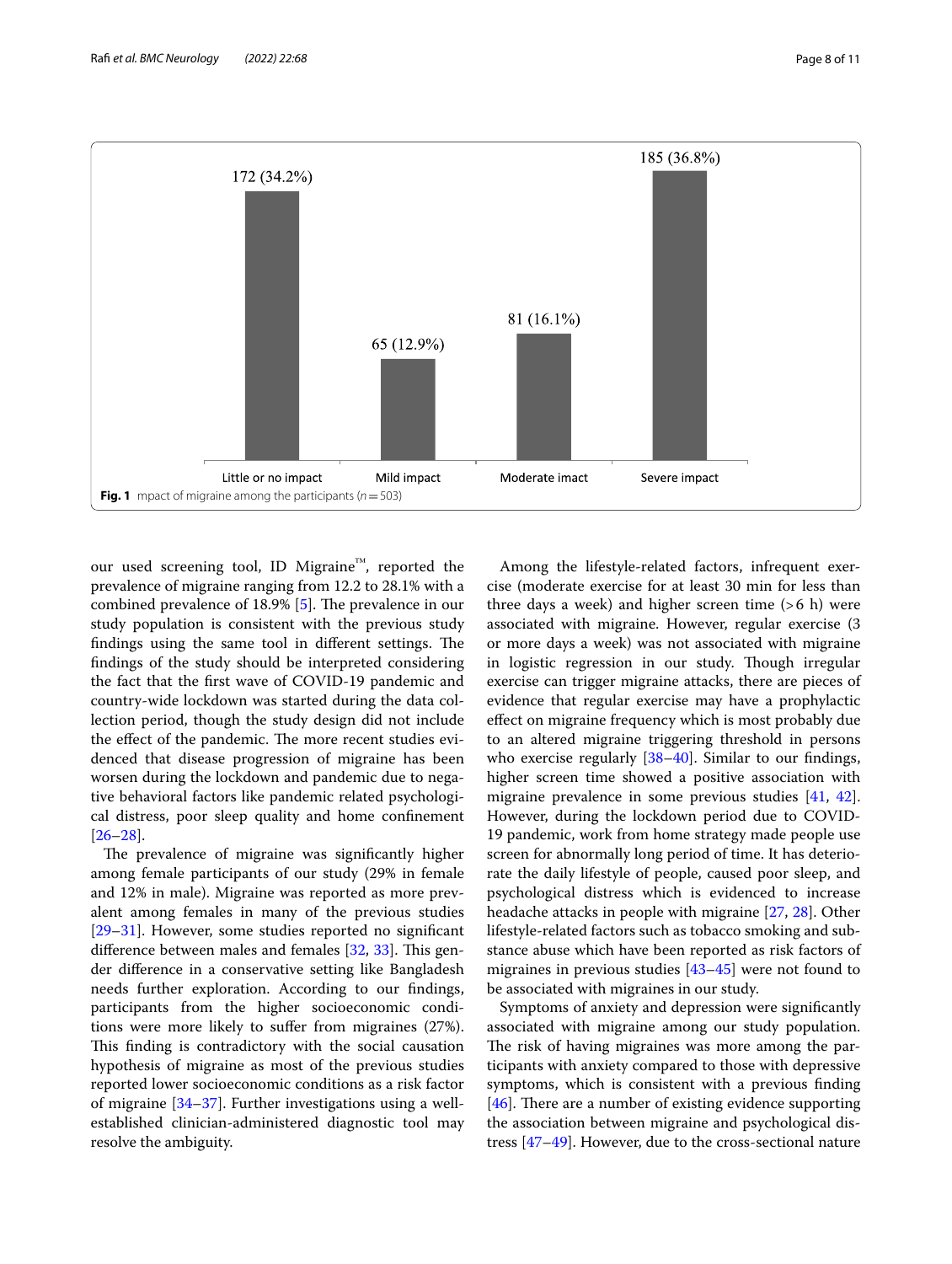Little or no impact: 172 (34.2%)

Mild impact: 65 (12.9%)

Moderate imact: 81 (16.1%)

Severe impact: 185 (36.8%)

**Fig. 1** mpact of migraine among the participants (*n* = 503)

our used screening tool, ID Migraine™, reported the prevalence of migraine ranging from 12.2 to 28.1% with a combined prevalence of 18.9% [5]. The prevalence in our study population is consistent with the previous study findings using the same tool in different settings. The findings of the study should be interpreted considering the fact that the first wave of COVID-19 pandemic and country-wide lockdown was started during the data collection period, though the study design did not include the effect of the pandemic. The more recent studies evidenced that disease progression of migraine has been worsen during the lockdown and pandemic due to negative behavioral factors like pandemic related psychological distress, poor sleep quality and home confinement [26–28].

The prevalence of migraine was significantly higher among female participants of our study (29% in female and 12% in male). Migraine was reported as more prevalent among females in many of the previous studies [29–31]. However, some studies reported no significant difference between males and females [32, 33]. This gender difference in a conservative setting like Bangladesh needs further exploration. According to our findings, participants from the higher socioeconomic conditions were more likely to suffer from migraines (27%). This finding is contradictory with the social causation hypothesis of migraine as most of the previous studies reported lower socioeconomic conditions as a risk factor of migraine [34–37]. Further investigations using a well-established clinician-administered diagnostic tool may resolve the ambiguity.

Among the lifestyle-related factors, infrequent exercise (moderate exercise for at least 30 min for less than three days a week) and higher screen time (>6 h) were associated with migraine. However, regular exercise (3 or more days a week) was not associated with migraine in logistic regression in our study. Though irregular exercise can trigger migraine attacks, there are pieces of evidence that regular exercise may have a prophylactic effect on migraine frequency which is most probably due to an altered migraine triggering threshold in persons who exercise regularly [38–40]. Similar to our findings, higher screen time showed a positive association with migraine prevalence in some previous studies [41, 42]. However, during the lockdown period due to COVID-19 pandemic, work from home strategy made people use screen for abnormally long period of time. It has deteriorate the daily lifestyle of people, caused poor sleep, and psychological distress which is evidenced to increase headache attacks in people with migraine [27, 28]. Other lifestyle-related factors such as tobacco smoking and substance abuse which have been reported as risk factors of migraines in previous studies [43–45] were not found to be associated with migraines in our study.

Symptoms of anxiety and depression were significantly associated with migraine among our study population. The risk of having migraines was more among the participants with anxiety compared to those with depressive symptoms, which is consistent with a previous finding [46]. There are a number of existing evidence supporting the association between migraine and psychological distress [47–49]. However, due to the cross-sectional nature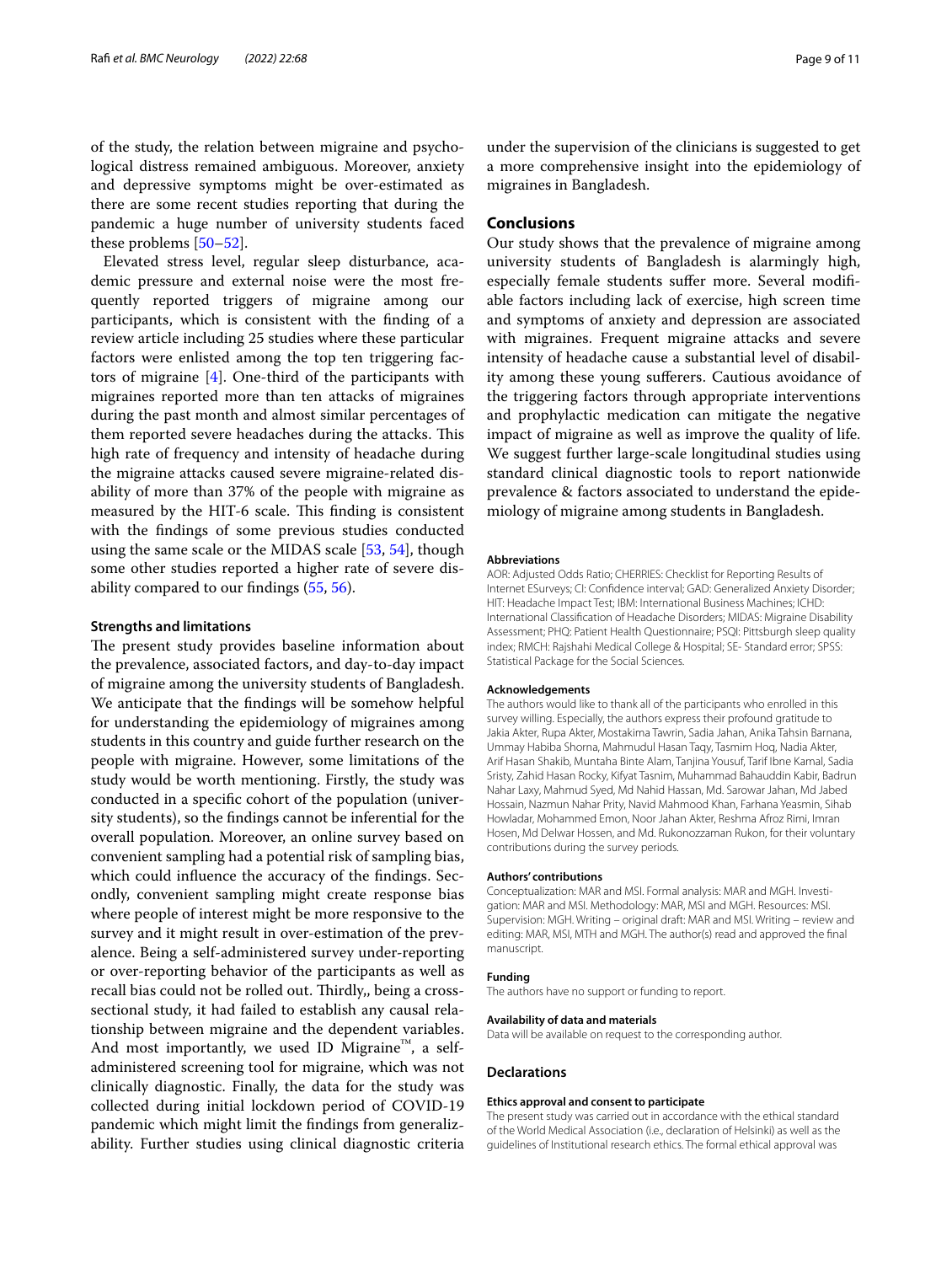of the study, the relation between migraine and psychological distress remained ambiguous. Moreover, anxiety and depressive symptoms might be over-estimated as there are some recent studies reporting that during the pandemic a huge number of university students faced these problems [50–52].

Elevated stress level, regular sleep disturbance, academic pressure and external noise were the most frequently reported triggers of migraine among our participants, which is consistent with the finding of a review article including 25 studies where these particular factors were enlisted among the top ten triggering factors of migraine [4]. One-third of the participants with migraines reported more than ten attacks of migraines during the past month and almost similar percentages of them reported severe headaches during the attacks. This high rate of frequency and intensity of headache during the migraine attacks caused severe migraine-related disability of more than 37% of the people with migraine as measured by the HIT-6 scale. This finding is consistent with the findings of some previous studies conducted using the same scale or the MIDAS scale [53, 54], though some other studies reported a higher rate of severe disability compared to our findings (55, 56).

### Strengths and limitations

The present study provides baseline information about the prevalence, associated factors, and day-to-day impact of migraine among the university students of Bangladesh. We anticipate that the findings will be somehow helpful for understanding the epidemiology of migraines among students in this country and guide further research on the people with migraine. However, some limitations of the study would be worth mentioning. Firstly, the study was conducted in a specific cohort of the population (university students), so the findings cannot be inferential for the overall population. Moreover, an online survey based on convenient sampling had a potential risk of sampling bias, which could influence the accuracy of the findings. Secondly, convenient sampling might create response bias where people of interest might be more responsive to the survey and it might result in over-estimation of the prevalence. Being a self-administered survey under-reporting or over-reporting behavior of the participants as well as recall bias could not be rolled out. Thirdly,, being a cross-sectional study, it had failed to establish any causal relationship between migraine and the dependent variables. And most importantly, we used ID Migraine™, a self-administered screening tool for migraine, which was not clinically diagnostic. Finally, the data for the study was collected during initial lockdown period of COVID-19 pandemic which might limit the findings from generalizability. Further studies using clinical diagnostic criteria under the supervision of the clinicians is suggested to get a more comprehensive insight into the epidemiology of migraines in Bangladesh.

## Conclusions

Our study shows that the prevalence of migraine among university students of Bangladesh is alarmingly high, especially female students suffer more. Several modifiable factors including lack of exercise, high screen time and symptoms of anxiety and depression are associated with migraines. Frequent migraine attacks and severe intensity of headache cause a substantial level of disability among these young sufferers. Cautious avoidance of the triggering factors through appropriate interventions and prophylactic medication can mitigate the negative impact of migraine as well as improve the quality of life. We suggest further large-scale longitudinal studies using standard clinical diagnostic tools to report nationwide prevalence & factors associated to understand the epidemiology of migraine among students in Bangladesh.

#### Abbreviations

AOR: Adjusted Odds Ratio; CHERRIES: Checklist for Reporting Results of Internet ESurveys; CI: Confidence interval; GAD: Generalized Anxiety Disorder; HIT: Headache Impact Test; IBM: International Business Machines; ICHD: International Classification of Headache Disorders; MIDAS: Migraine Disability Assessment; PHQ: Patient Health Questionnaire; PSQI: Pittsburgh sleep quality index; RMCH: Rajshahi Medical College & Hospital; SE- Standard error; SPSS: Statistical Package for the Social Sciences.

#### Acknowledgements

The authors would like to thank all of the participants who enrolled in this survey willing. Especially, the authors express their profound gratitude to Jakia Akter, Rupa Akter, Mostakima Tawrin, Sadia Jahan, Anika Tahsin Barnana, Ummay Habiba Shorna, Mahmudul Hasan Taqy, Tasmim Hoq, Nadia Akter, Arif Hasan Shakib, Muntaha Binte Alam, Tanjina Yousuf, Tarif Ibne Kamal, Sadia Sristy, Zahid Hasan Rocky, Kifyat Tasnim, Muhammad Bahauddin Kabir, Badrun Nahar Laxy, Mahmud Syed, Md Nahid Hassan, Md. Sarowar Jahan, Md Jabed Hossain, Nazmun Nahar Prity, Navid Mahmood Khan, Farhana Yeasmin, Sihab Howladar, Mohammed Emon, Noor Jahan Akter, Reshma Afroz Rimi, Imran Hosen, Md Delwar Hossen, and Md. Rukonozzaman Rukon, for their voluntary contributions during the survey periods.

#### Authors' contributions

Conceptualization: MAR and MSI. Formal analysis: MAR and MGH. Investigation: MAR and MSI. Methodology: MAR, MSI and MGH. Resources: MSI. Supervision: MGH. Writing – original draft: MAR and MSI. Writing – review and editing: MAR, MSI, MTH and MGH. The author(s) read and approved the final manuscript.

#### Funding

The authors have no support or funding to report.

#### Availability of data and materials

Data will be available on request to the corresponding author.

### Declarations

#### Ethics approval and consent to participate

The present study was carried out in accordance with the ethical standard of the World Medical Association (i.e., declaration of Helsinki) as well as the guidelines of Institutional research ethics. The formal ethical approval was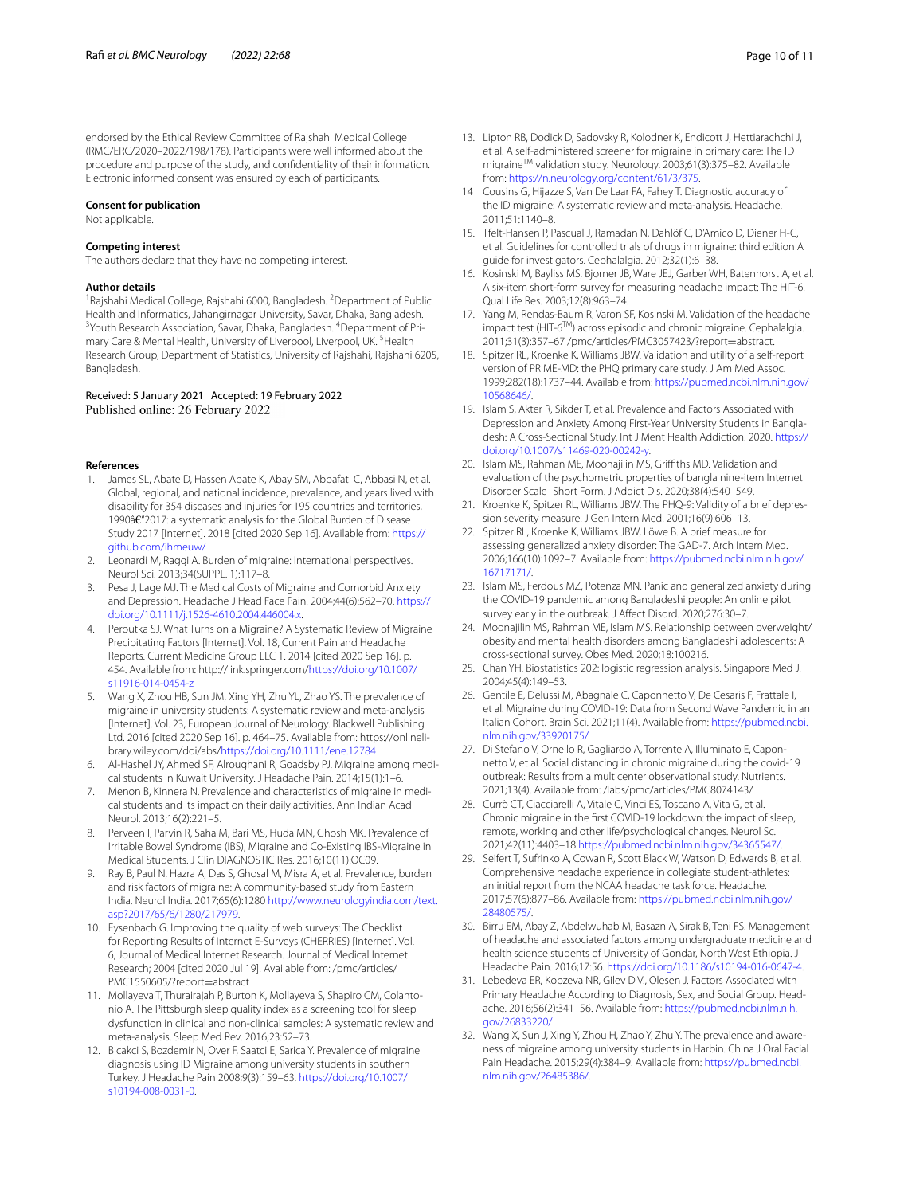endorsed by the Ethical Review Committee of Rajshahi Medical College (RMC/ERC/2020–2022/198/178). Participants were well informed about the procedure and purpose of the study, and confidentiality of their information. Electronic informed consent was ensured by each of participants.

### Consent for publication

Not applicable.

### Competing interest

The authors declare that they have no competing interest.

### Author details

[1]Rajshahi Medical College, Rajshahi 6000, Bangladesh. [2]Department of Public Health and Informatics, Jahangirnagar University, Savar, Dhaka, Bangladesh. [3]Youth Research Association, Savar, Dhaka, Bangladesh. [4]Department of Primary Care & Mental Health, University of Liverpool, Liverpool, UK. [5]Health Research Group, Department of Statistics, University of Rajshahi, Rajshahi 6205, Bangladesh.

Received: 5 January 2021 Accepted: 19 February 2022
Published online: 26 February 2022

### References

1. James SL, Abate D, Hassen Abate K, Abay SM, Abbafati C, Abbasi N, et al. Global, regional, and national incidence, prevalence, and years lived with disability for 354 diseases and injuries for 195 countries and territories, 1990â€"2017: a systematic analysis for the Global Burden of Disease Study 2017 [Internet]. 2018 [cited 2020 Sep 16]. Available from: https://github.com/ihmeuw/
2. Leonardi M, Raggi A. Burden of migraine: International perspectives. Neurol Sci. 2013;34(SUPPL. 1):117–8.
3. Pesa J, Lage MJ. The Medical Costs of Migraine and Comorbid Anxiety and Depression. Headache J Head Face Pain. 2004;44(6):562–70. https://doi.org/10.1111/j.1526-4610.2004.446004.x.
4. Peroutka SJ. What Turns on a Migraine? A Systematic Review of Migraine Precipitating Factors [Internet]. Vol. 18, Current Pain and Headache Reports. Current Medicine Group LLC 1. 2014 [cited 2020 Sep 16]. p. 454. Available from: http://link.springer.com/https://doi.org/10.1007/s11916-014-0454-z
5. Wang X, Zhou HB, Sun JM, Xing YH, Zhu YL, Zhao YS. The prevalence of migraine in university students: A systematic review and meta-analysis [Internet]. Vol. 23, European Journal of Neurology. Blackwell Publishing Ltd. 2016 [cited 2020 Sep 16]. p. 464–75. Available from: https://onlinelibrary.wiley.com/doi/abs/https://doi.org/10.1111/ene.12784
6. Al-Hashel JY, Ahmed SF, Alroughani R, Goadsby PJ. Migraine among medical students in Kuwait University. J Headache Pain. 2014;15(1):1–6.
7. Menon B, Kinnera N. Prevalence and characteristics of migraine in medical students and its impact on their daily activities. Ann Indian Acad Neurol. 2013;16(2):221–5.
8. Perveen I, Parvin R, Saha M, Bari MS, Huda MN, Ghosh MK. Prevalence of Irritable Bowel Syndrome (IBS), Migraine and Co-Existing IBS-Migraine in Medical Students. J Clin DIAGNOSTIC Res. 2016;10(11):OC09.
9. Ray B, Paul N, Hazra A, Das S, Ghosal M, Misra A, et al. Prevalence, burden and risk factors of migraine: A community-based study from Eastern India. Neurol India. 2017;65(6):1280 http://www.neurologyindia.com/text.asp?2017/65/6/1280/217979.
10. Eysenbach G. Improving the quality of web surveys: The Checklist for Reporting Results of Internet E-Surveys (CHERRIES) [Internet]. Vol. 6, Journal of Medical Internet Research. Journal of Medical Internet Research; 2004 [cited 2020 Jul 19]. Available from: /pmc/articles/PMC1550605/?report=abstract
11. Mollayeva T, Thurairajah P, Burton K, Mollayeva S, Shapiro CM, Colantonio A. The Pittsburgh sleep quality index as a screening tool for sleep dysfunction in clinical and non-clinical samples: A systematic review and meta-analysis. Sleep Med Rev. 2016;23:52–73.
12. Bicakci S, Bozdemir N, Over F, Saatci E, Sarica Y. Prevalence of migraine diagnosis using ID Migraine among university students in southern Turkey. J Headache Pain 2008;9(3):159–63. https://doi.org/10.1007/s10194-008-0031-0.
13. Lipton RB, Dodick D, Sadovsky R, Kolodner K, Endicott J, Hettiarachchi J, et al. A self-administered screener for migraine in primary care: The ID migraine™ validation study. Neurology. 2003;61(3):375–82. Available from: https://n.neurology.org/content/61/3/375.
14. Cousins G, Hijazze S, Van De Laar FA, Fahey T. Diagnostic accuracy of the ID migraine: A systematic review and meta-analysis. Headache. 2011;51:1140–8.
15. Tfelt-Hansen P, Pascual J, Ramadan N, Dahlöf C, D'Amico D, Diener H-C, et al. Guidelines for controlled trials of drugs in migraine: third edition A guide for investigators. Cephalalgia. 2012;32(1):6–38.
16. Kosinski M, Bayliss MS, Bjorner JB, Ware JEJ, Garber WH, Batenhorst A, et al. A six-item short-form survey for measuring headache impact: The HIT-6. Qual Life Res. 2003;12(8):963–74.
17. Yang M, Rendas-Baum R, Varon SF, Kosinski M. Validation of the headache impact test (HIT-6™) across episodic and chronic migraine. Cephalalgia. 2011;31(3):357–67 /pmc/articles/PMC3057423/?report=abstract.
18. Spitzer RL, Kroenke K, Williams JBW. Validation and utility of a self-report version of PRIME-MD: the PHQ primary care study. J Am Med Assoc. 1999;282(18):1737–44. Available from: https://pubmed.ncbi.nlm.nih.gov/10568646/.
19. Islam S, Akter R, Sikder T, et al. Prevalence and Factors Associated with Depression and Anxiety Among First-Year University Students in Bangladesh: A Cross-Sectional Study. Int J Ment Health Addiction. 2020. https://doi.org/10.1007/s11469-020-00242-y.
20. Islam MS, Rahman ME, Moonajilin MS, Griffiths MD. Validation and evaluation of the psychometric properties of bangla nine-item Internet Disorder Scale–Short Form. J Addict Dis. 2020;38(4):540–549.
21. Kroenke K, Spitzer RL, Williams JBW. The PHQ-9: Validity of a brief depression severity measure. J Gen Intern Med. 2001;16(9):606–13.
22. Spitzer RL, Kroenke K, Williams JBW, Löwe B. A brief measure for assessing generalized anxiety disorder: The GAD-7. Arch Intern Med. 2006;166(10):1092–7. Available from: https://pubmed.ncbi.nlm.nih.gov/16717171/.
23. Islam MS, Ferdous MZ, Potenza MN. Panic and generalized anxiety during the COVID-19 pandemic among Bangladeshi people: An online pilot survey early in the outbreak. J Affect Disord. 2020;276:30–7.
24. Moonajilin MS, Rahman ME, Islam MS. Relationship between overweight/obesity and mental health disorders among Bangladeshi adolescents: A cross-sectional survey. Obes Med. 2020;18:100216.
25. Chan YH. Biostatistics 202: logistic regression analysis. Singapore Med J. 2004;45(4):149–53.
26. Gentile E, Delussi M, Abagnale C, Caponnetto V, De Cesaris F, Frattale I, et al. Migraine during COVID-19: Data from Second Wave Pandemic in an Italian Cohort. Brain Sci. 2021;11(4). Available from: https://pubmed.ncbi.nlm.nih.gov/33920175/
27. Di Stefano V, Ornello R, Gagliardo A, Torrente A, Illuminato E, Caponnetto V, et al. Social distancing in chronic migraine during the covid-19 outbreak: Results from a multicenter observational study. Nutrients. 2021;13(4). Available from: /labs/pmc/articles/PMC8074143/
28. Currò CT, Ciacciarelli A, Vitale C, Vinci ES, Toscano A, Vita G, et al. Chronic migraine in the first COVID-19 lockdown: the impact of sleep, remote, working and other life/psychological changes. Neurol Sc. 2021;42(11):4403–18 https://pubmed.ncbi.nlm.nih.gov/34365547/.
29. Seifert T, Sufrinko A, Cowan R, Scott Black W, Watson D, Edwards B, et al. Comprehensive headache experience in collegiate student-athletes: an initial report from the NCAA headache task force. Headache. 2017;57(6):877–86. Available from: https://pubmed.ncbi.nlm.nih.gov/28480575/.
30. Birru EM, Abay Z, Abdelwuhab M, Basazn A, Sirak B, Teni FS. Management of headache and associated factors among undergraduate medicine and health science students of University of Gondar, North West Ethiopia. J Headache Pain. 2016;17:56. https://doi.org/10.1186/s10194-016-0647-4.
31. Lebedeva ER, Kobzeva NR, Gilev D V., Olesen J. Factors Associated with Primary Headache According to Diagnosis, Sex, and Social Group. Headache. 2016;56(2):341–56. Available from: https://pubmed.ncbi.nlm.nih.gov/26833220/
32. Wang X, Sun J, Xing Y, Zhou H, Zhao Y, Zhu Y. The prevalence and awareness of migraine among university students in Harbin. China J Oral Facial Pain Headache. 2015;29(4):384–9. Available from: https://pubmed.ncbi.nlm.nih.gov/26485386/.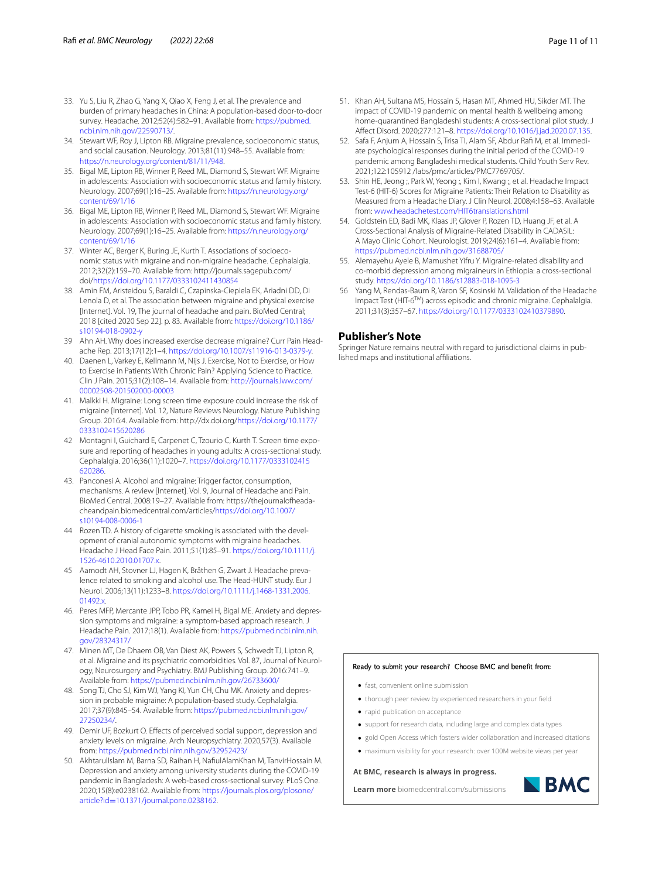33. Yu S, Liu R, Zhao G, Yang X, Qiao X, Feng J, et al. The prevalence and burden of primary headaches in China: A population-based door-to-door survey. Headache. 2012;52(4):582–91. Available from: https://pubmed.ncbi.nlm.nih.gov/22590713/.
34. Stewart WF, Roy J, Lipton RB. Migraine prevalence, socioeconomic status, and social causation. Neurology. 2013;81(11):948–55. Available from: https://n.neurology.org/content/81/11/948.
35. Bigal ME, Lipton RB, Winner P, Reed ML, Diamond S, Stewart WF. Migraine in adolescents: Association with socioeconomic status and family history. Neurology. 2007;69(1):16–25. Available from: https://n.neurology.org/content/69/1/16
36. Bigal ME, Lipton RB, Winner P, Reed ML, Diamond S, Stewart WF. Migraine in adolescents: Association with socioeconomic status and family history. Neurology. 2007;69(1):16–25. Available from: https://n.neurology.org/content/69/1/16
37. Winter AC, Berger K, Buring JE, Kurth T. Associations of socioeconomic status with migraine and non-migraine headache. Cephalalgia. 2012;32(2):159–70. Available from: http://journals.sagepub.com/doi/https://doi.org/10.1177/0333102411430854
38. Amin FM, Aristeidou S, Baraldi C, Czapinska-Ciepiela EK, Ariadni DD, Di Lenola D, et al. The association between migraine and physical exercise [Internet]. Vol. 19, The journal of headache and pain. BioMed Central; 2018 [cited 2020 Sep 22]. p. 83. Available from: https://doi.org/10.1186/s10194-018-0902-y
39 Ahn AH. Why does increased exercise decrease migraine? Curr Pain Headache Rep. 2013;17(12):1–4. https://doi.org/10.1007/s11916-013-0379-y.
40. Daenen L, Varkey E, Kellmann M, Nijs J. Exercise, Not to Exercise, or How to Exercise in Patients With Chronic Pain? Applying Science to Practice. Clin J Pain. 2015;31(2):108–14. Available from: http://journals.lww.com/00002508-201502000-00003
41. Malkki H. Migraine: Long screen time exposure could increase the risk of migraine [Internet]. Vol. 12, Nature Reviews Neurology. Nature Publishing Group. 2016:4. Available from: http://dx.doi.org/https://doi.org/10.1177/0333102415620286
42 Montagni I, Guichard E, Carpenet C, Tzourio C, Kurth T. Screen time exposure and reporting of headaches in young adults: A cross-sectional study. Cephalalgia. 2016;36(11):1020–7. https://doi.org/10.1177/0333102415620286.
43. Panconesi A. Alcohol and migraine: Trigger factor, consumption, mechanisms. A review [Internet]. Vol. 9, Journal of Headache and Pain. BioMed Central. 2008:19–27. Available from: https://thejournalofheadacheandpain.biomedcentral.com/articles/https://doi.org/10.1007/s10194-008-0006-1
44 Rozen TD. A history of cigarette smoking is associated with the development of cranial autonomic symptoms with migraine headaches. Headache J Head Face Pain. 2011;51(1):85–91. https://doi.org/10.1111/j.1526-4610.2010.01707.x.
45 Aamodt AH, Stovner LJ, Hagen K, Bråthen G, Zwart J. Headache prevalence related to smoking and alcohol use. The Head-HUNT study. Eur J Neurol. 2006;13(11):1233–8. https://doi.org/10.1111/j.1468-1331.2006.01492.x.
46. Peres MFP, Mercante JPP, Tobo PR, Kamei H, Bigal ME. Anxiety and depression symptoms and migraine: a symptom-based approach research. J Headache Pain. 2017;18(1). Available from: https://pubmed.ncbi.nlm.nih.gov/28324317/
47. Minen MT, De Dhaem OB, Van Diest AK, Powers S, Schwedt TJ, Lipton R, et al. Migraine and its psychiatric comorbidities. Vol. 87, Journal of Neurology, Neurosurgery and Psychiatry. BMJ Publishing Group. 2016:741–9. Available from: https://pubmed.ncbi.nlm.nih.gov/26733600/
48. Song TJ, Cho SJ, Kim WJ, Yang KI, Yun CH, Chu MK. Anxiety and depression in probable migraine: A population-based study. Cephalalgia. 2017;37(9):845–54. Available from: https://pubmed.ncbi.nlm.nih.gov/27250234/.
49. Demir UF, Bozkurt O. Effects of perceived social support, depression and anxiety levels on migraine. Arch Neuropsychiatry. 2020;57(3). Available from: https://pubmed.ncbi.nlm.nih.gov/32952423/
50. AkhtarulIslam M, Barna SD, Raihan H, NafiulAlamKhan M, TanvirHossain M. Depression and anxiety among university students during the COVID-19 pandemic in Bangladesh: A web-based cross-sectional survey. PLoS One. 2020;15(8):e0238162. Available from: https://journals.plos.org/plosone/article?id=10.1371/journal.pone.0238162.
51. Khan AH, Sultana MS, Hossain S, Hasan MT, Ahmed HU, Sikder MT. The impact of COVID-19 pandemic on mental health & wellbeing among home-quarantined Bangladeshi students: A cross-sectional pilot study. J Affect Disord. 2020;277:121–8. https://doi.org/10.1016/j.jad.2020.07.135.
52. Safa F, Anjum A, Hossain S, Trisa TI, Alam SF, Abdur Rafi M, et al. Immediate psychological responses during the initial period of the COVID-19 pandemic among Bangladeshi medical students. Child Youth Serv Rev. 2021;122:105912 /labs/pmc/articles/PMC7769705/.
53. Shin HE, Jeong ;, Park W, Yeong ;, Kim I, Kwang ;, et al. Headache Impact Test-6 (HIT-6) Scores for Migraine Patients: Their Relation to Disability as Measured from a Headache Diary. J Clin Neurol. 2008;4:158–63. Available from: www.headachetest.com/HIT6translations.html
54. Goldstein ED, Badi MK, Klaas JP, Glover P, Rozen TD, Huang JF, et al. A Cross-Sectional Analysis of Migraine-Related Disability in CADASIL: A Mayo Clinic Cohort. Neurologist. 2019;24(6):161–4. Available from: https://pubmed.ncbi.nlm.nih.gov/31688705/
55. Alemayehu Ayele B, Mamushet Yifru Y. Migraine-related disability and co-morbid depression among migraineurs in Ethiopia: a cross-sectional study. https://doi.org/10.1186/s12883-018-1095-3
56 Yang M, Rendas-Baum R, Varon SF, Kosinski M. Validation of the Headache Impact Test (HIT-6™) across episodic and chronic migraine. Cephalalgia. 2011;31(3):357–67. https://doi.org/10.1177/0333102410379890.

## Publisher's Note

Springer Nature remains neutral with regard to jurisdictional claims in published maps and institutional affiliations.

Ready to submit your research? Choose BMC and benefit from:

- fast, convenient online submission
- thorough peer review by experienced researchers in your field
- rapid publication on acceptance
- support for research data, including large and complex data types
- gold Open Access which fosters wider collaboration and increased citations
- maximum visibility for your research: over 100M website views per year

**At BMC, research is always in progress.**

**Learn more** biomedcentral.com/submissions

BMC